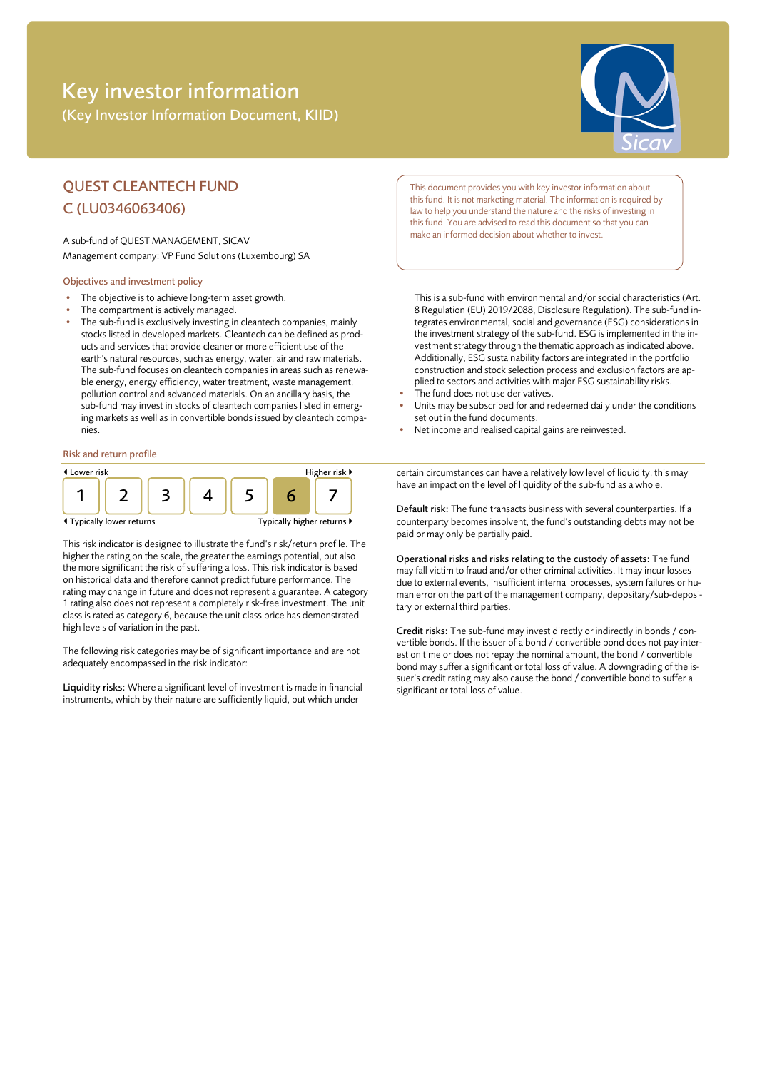# Key investor information

(Key Investor Information Document, KIID)

## QUEST CLEANTECH FUND C (LU0346063406)

A sub-fund of QUEST MANAGEMENT, SICAV
Management company: VP Fund Solutions (Luxembourg) SA

This document provides you with key investor information about this fund. It is not marketing material. The information is required by law to help you understand the nature and the risks of investing in this fund. You are advised to read this document so that you can make an informed decision about whether to invest.

### Objectives and investment policy

- The objective is to achieve long-term asset growth.
- The compartment is actively managed.
- The sub-fund is exclusively investing in cleantech companies, mainly stocks listed in developed markets. Cleantech can be defined as products and services that provide cleaner or more efficient use of the earth's natural resources, such as energy, water, air and raw materials. The sub-fund focuses on cleantech companies in areas such as renewable energy, energy efficiency, water treatment, waste management, pollution control and advanced materials. On an ancillary basis, the sub-fund may invest in stocks of cleantech companies listed in emerging markets as well as in convertible bonds issued by cleantech companies.

  This is a sub-fund with environmental and/or social characteristics (Art. 8 Regulation (EU) 2019/2088, Disclosure Regulation). The sub-fund integrates environmental, social and governance (ESG) considerations in the investment strategy of the sub-fund. ESG is implemented in the investment strategy through the thematic approach as indicated above. Additionally, ESG sustainability factors are integrated in the portfolio construction and stock selection process and exclusion factors are applied to sectors and activities with major ESG sustainability risks.
- The fund does not use derivatives.
- Units may be subscribed for and redeemed daily under the conditions set out in the fund documents.
- Net income and realised capital gains are reinvested.

### Risk and return profile

| ◂ Lower risk | | | | | | Higher risk ▸ |
|---|---|---|---|---|---|---|
| 1 | 2 | 3 | 4 | 5 | **6** | 7 |
| ◂ Typically lower returns | | | | | | Typically higher returns ▸ |

This risk indicator is designed to illustrate the fund's risk/return profile. The higher the rating on the scale, the greater the earnings potential, but also the more significant the risk of suffering a loss. This risk indicator is based on historical data and therefore cannot predict future performance. The rating may change in future and does not represent a guarantee. A category 1 rating also does not represent a completely risk-free investment. The unit class is rated as category 6, because the unit class price has demonstrated high levels of variation in the past.

The following risk categories may be of significant importance and are not adequately encompassed in the risk indicator:

**Liquidity risks:** Where a significant level of investment is made in financial instruments, which by their nature are sufficiently liquid, but which under certain circumstances can have a relatively low level of liquidity, this may have an impact on the level of liquidity of the sub-fund as a whole.

**Default risk:** The fund transacts business with several counterparties. If a counterparty becomes insolvent, the fund's outstanding debts may not be paid or may only be partially paid.

**Operational risks and risks relating to the custody of assets:** The fund may fall victim to fraud and/or other criminal activities. It may incur losses due to external events, insufficient internal processes, system failures or human error on the part of the management company, depositary/sub-depositary or external third parties.

**Credit risks:** The sub-fund may invest directly or indirectly in bonds / convertible bonds. If the issuer of a bond / convertible bond does not pay interest on time or does not repay the nominal amount, the bond / convertible bond may suffer a significant or total loss of value. A downgrading of the issuer's credit rating may also cause the bond / convertible bond to suffer a significant or total loss of value.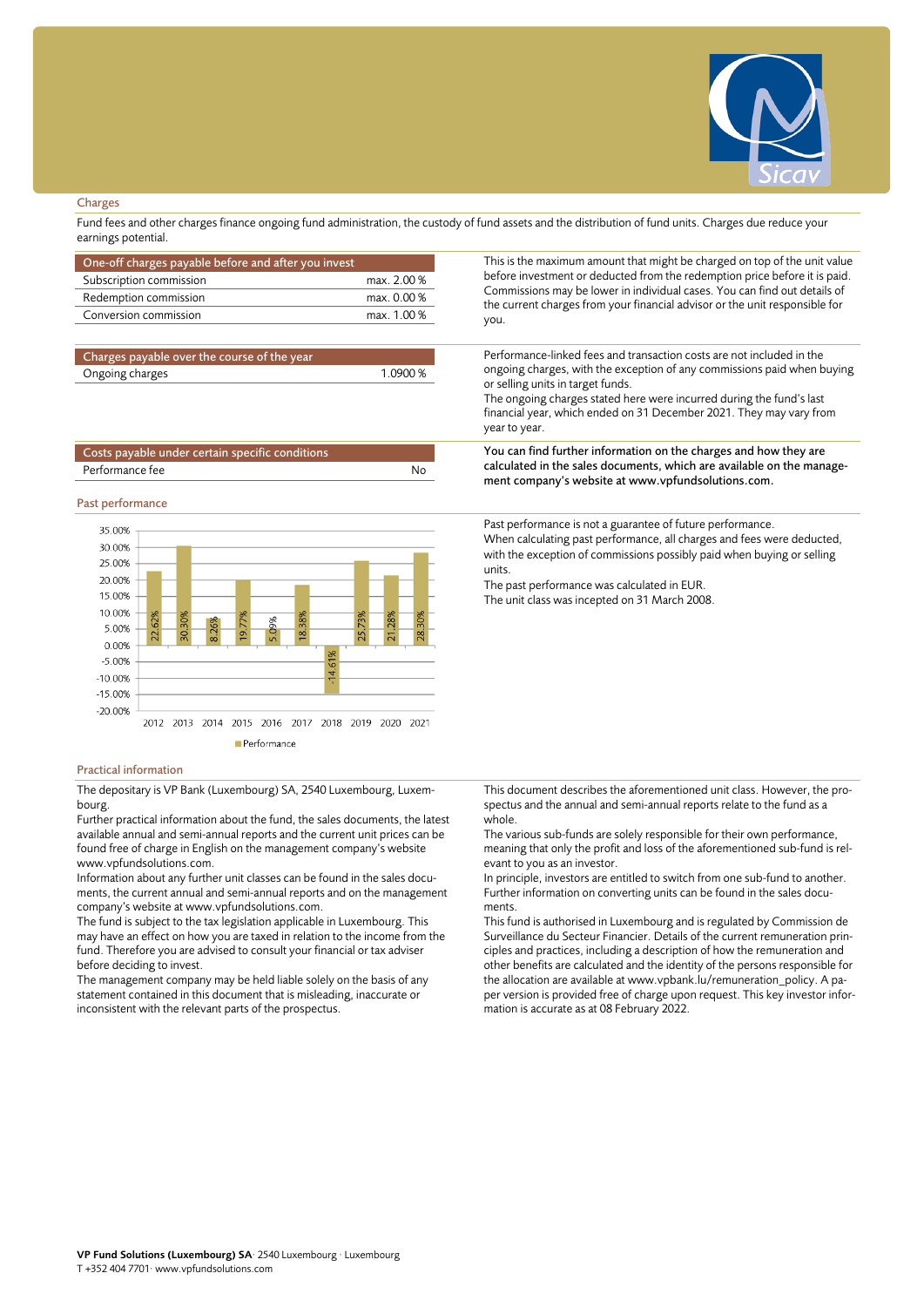## Charges

Fund fees and other charges finance ongoing fund administration, the custody of fund assets and the distribution of fund units. Charges due reduce your earnings potential.

| One-off charges payable before and after you invest | |
|---|---|
| Subscription commission | max. 2.00 % |
| Redemption commission | max. 0.00 % |
| Conversion commission | max. 1.00 % |

This is the maximum amount that might be charged on top of the unit value before investment or deducted from the redemption price before it is paid. Commissions may be lower in individual cases. You can find out details of the current charges from your financial advisor or the unit responsible for you.

| Charges payable over the course of the year | |
|---|---|
| Ongoing charges | 1.0900 % |

Performance-linked fees and transaction costs are not included in the ongoing charges, with the exception of any commissions paid when buying or selling units in target funds.
The ongoing charges stated here were incurred during the fund's last financial year, which ended on 31 December 2021. They may vary from year to year.

| Costs payable under certain specific conditions | |
|---|---|
| Performance fee | No |

**You can find further information on the charges and how they are calculated in the sales documents, which are available on the management company's website at www.vpfundsolutions.com.**

## Past performance

35.00%
30.00%
25.00%
20.00%
15.00%
10.00%
5.00%
0.00%
-5.00%
-10.00%
-15.00%
-20.00%

22.62% 30.30% 8.26% 19.77% 5.09% 18.38% -14.61% 25.73% 21.28% 28.30%

2012 2013 2014 2015 2016 2017 2018 2019 2020 2021

Performance

Past performance is not a guarantee of future performance.
When calculating past performance, all charges and fees were deducted, with the exception of commissions possibly paid when buying or selling units.
The past performance was calculated in EUR.
The unit class was incepted on 31 March 2008.

## Practical information

The depositary is VP Bank (Luxembourg) SA, 2540 Luxembourg, Luxembourg.
Further practical information about the fund, the sales documents, the latest available annual and semi-annual reports and the current unit prices can be found free of charge in English on the management company's website www.vpfundsolutions.com.
Information about any further unit classes can be found in the sales documents, the current annual and semi-annual reports and on the management company's website at www.vpfundsolutions.com.
The fund is subject to the tax legislation applicable in Luxembourg. This may have an effect on how you are taxed in relation to the income from the fund. Therefore you are advised to consult your financial or tax adviser before deciding to invest.
The management company may be held liable solely on the basis of any statement contained in this document that is misleading, inaccurate or inconsistent with the relevant parts of the prospectus.

This document describes the aforementioned unit class. However, the prospectus and the annual and semi-annual reports relate to the fund as a whole.
The various sub-funds are solely responsible for their own performance, meaning that only the profit and loss of the aforementioned sub-fund is relevant to you as an investor.
In principle, investors are entitled to switch from one sub-fund to another. Further information on converting units can be found in the sales documents.
This fund is authorised in Luxembourg and is regulated by Commission de Surveillance du Secteur Financier. Details of the current remuneration principles and practices, including a description of how the remuneration and other benefits are calculated and the identity of the persons responsible for the allocation are available at www.vpbank.lu/remuneration_policy. A paper version is provided free of charge upon request. This key investor information is accurate as at 08 February 2022.

**VP Fund Solutions (Luxembourg) SA** · 2540 Luxembourg · Luxembourg
T +352 404 7701 · www.vpfundsolutions.com